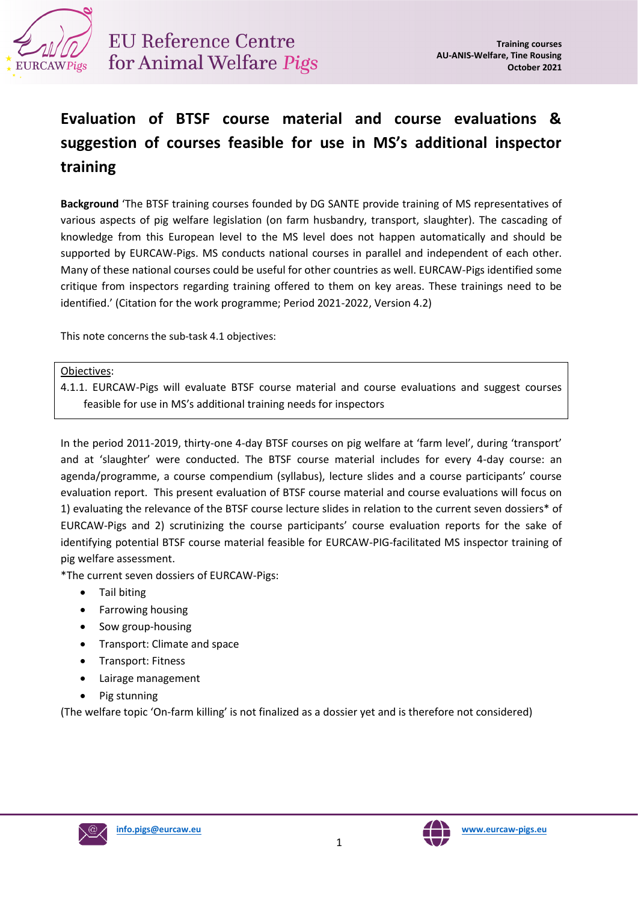# Evaluation of BTSF course material and course evaluations & suggestion of courses feasible for use in MS's additional inspector training

**Background** 'The BTSF training courses founded by DG SANTE provide training of MS representatives of various aspects of pig welfare legislation (on farm husbandry, transport, slaughter). The cascading of knowledge from this European level to the MS level does not happen automatically and should be supported by EURCAW-Pigs. MS conducts national courses in parallel and independent of each other. Many of these national courses could be useful for other countries as well. EURCAW-Pigs identified some critique from inspectors regarding training offered to them on key areas. These trainings need to be identified.' (Citation for the work programme; Period 2021-2022, Version 4.2)

This note concerns the sub-task 4.1 objectives:

> Objectives:
>
> 4.1.1. EURCAW-Pigs will evaluate BTSF course material and course evaluations and suggest courses feasible for use in MS's additional training needs for inspectors

In the period 2011-2019, thirty-one 4-day BTSF courses on pig welfare at 'farm level', during 'transport' and at 'slaughter' were conducted. The BTSF course material includes for every 4-day course: an agenda/programme, a course compendium (syllabus), lecture slides and a course participants' course evaluation report. This present evaluation of BTSF course material and course evaluations will focus on 1) evaluating the relevance of the BTSF course lecture slides in relation to the current seven dossiers* of EURCAW-Pigs and 2) scrutinizing the course participants' course evaluation reports for the sake of identifying potential BTSF course material feasible for EURCAW-PIG-facilitated MS inspector training of pig welfare assessment.

*The current seven dossiers of EURCAW-Pigs:

- Tail biting
- Farrowing housing
- Sow group-housing
- Transport: Climate and space
- Transport: Fitness
- Lairage management
- Pig stunning

(The welfare topic 'On-farm killing' is not finalized as a dossier yet and is therefore not considered)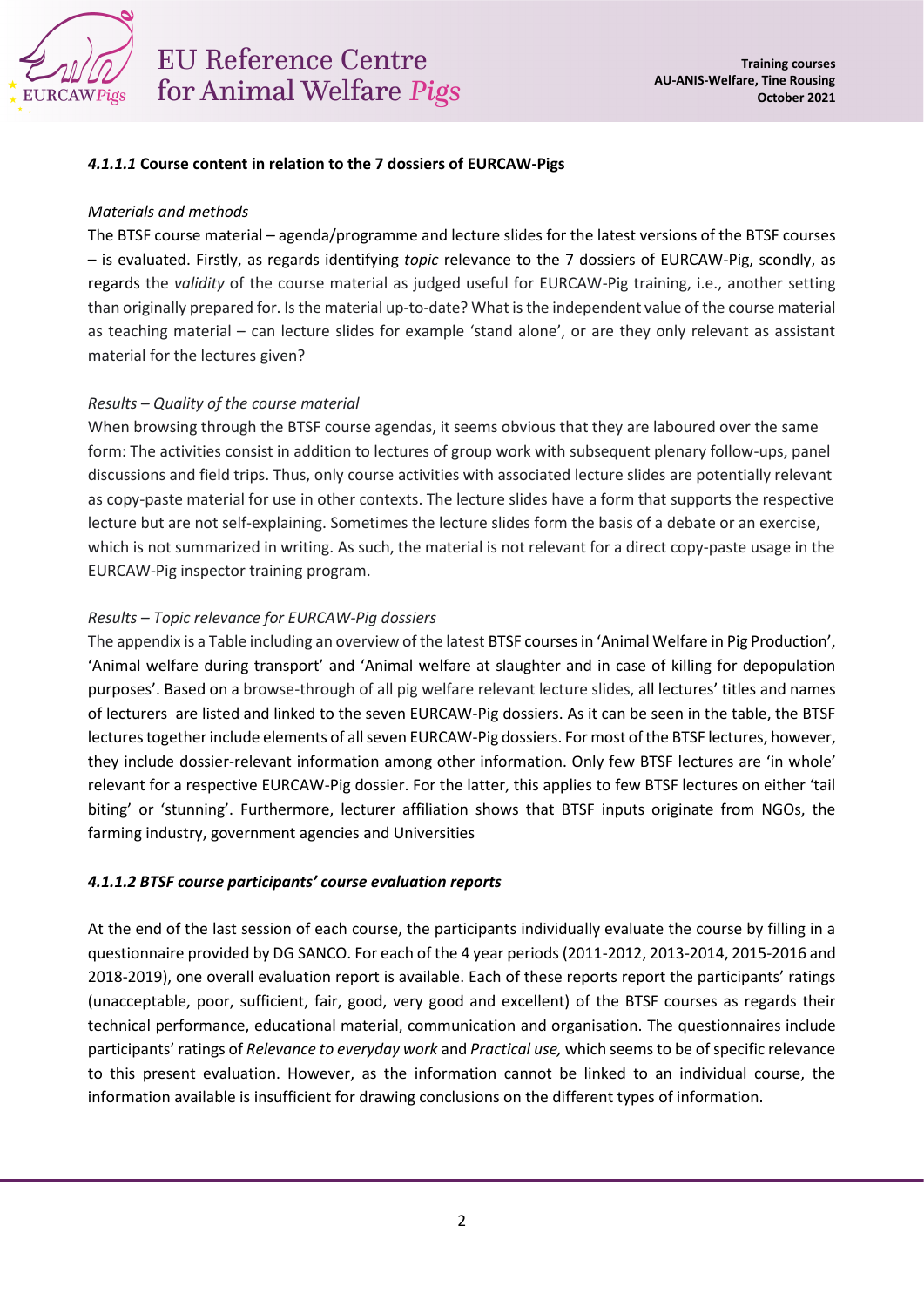#### *4.1.1.1* Course content in relation to the 7 dossiers of EURCAW-Pigs

*Materials and methods*

The BTSF course material – agenda/programme and lecture slides for the latest versions of the BTSF courses – is evaluated. Firstly, as regards identifying *topic* relevance to the 7 dossiers of EURCAW-Pig, scondly, as regards the *validity* of the course material as judged useful for EURCAW-Pig training, i.e., another setting than originally prepared for. Is the material up-to-date? What is the independent value of the course material as teaching material – can lecture slides for example 'stand alone', or are they only relevant as assistant material for the lectures given?

*Results – Quality of the course material*

When browsing through the BTSF course agendas, it seems obvious that they are laboured over the same form: The activities consist in addition to lectures of group work with subsequent plenary follow-ups, panel discussions and field trips. Thus, only course activities with associated lecture slides are potentially relevant as copy-paste material for use in other contexts. The lecture slides have a form that supports the respective lecture but are not self-explaining. Sometimes the lecture slides form the basis of a debate or an exercise, which is not summarized in writing. As such, the material is not relevant for a direct copy-paste usage in the EURCAW-Pig inspector training program.

*Results – Topic relevance for EURCAW-Pig dossiers*

The appendix is a Table including an overview of the latest BTSF courses in 'Animal Welfare in Pig Production', 'Animal welfare during transport' and 'Animal welfare at slaughter and in case of killing for depopulation purposes'. Based on a browse-through of all pig welfare relevant lecture slides, all lectures' titles and names of lecturers are listed and linked to the seven EURCAW-Pig dossiers. As it can be seen in the table, the BTSF lectures together include elements of all seven EURCAW-Pig dossiers. For most of the BTSF lectures, however, they include dossier-relevant information among other information. Only few BTSF lectures are 'in whole' relevant for a respective EURCAW-Pig dossier. For the latter, this applies to few BTSF lectures on either 'tail biting' or 'stunning'. Furthermore, lecturer affiliation shows that BTSF inputs originate from NGOs, the farming industry, government agencies and Universities

#### *4.1.1.2 BTSF course participants' course evaluation reports*

At the end of the last session of each course, the participants individually evaluate the course by filling in a questionnaire provided by DG SANCO. For each of the 4 year periods (2011-2012, 2013-2014, 2015-2016 and 2018-2019), one overall evaluation report is available. Each of these reports report the participants' ratings (unacceptable, poor, sufficient, fair, good, very good and excellent) of the BTSF courses as regards their technical performance, educational material, communication and organisation. The questionnaires include participants' ratings of *Relevance to everyday work* and *Practical use,* which seems to be of specific relevance to this present evaluation. However, as the information cannot be linked to an individual course, the information available is insufficient for drawing conclusions on the different types of information.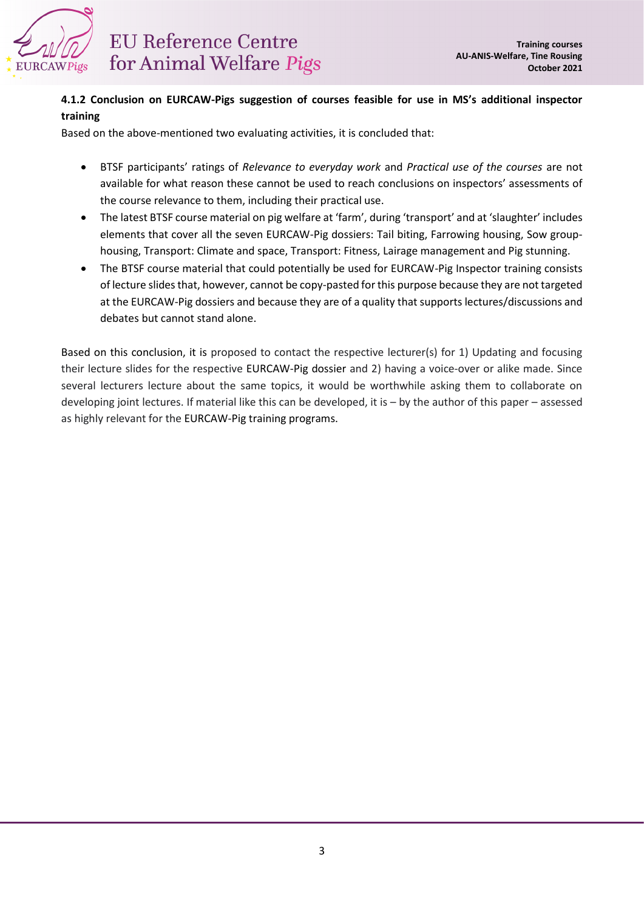#### 4.1.2 Conclusion on EURCAW-Pigs suggestion of courses feasible for use in MS's additional inspector training

Based on the above-mentioned two evaluating activities, it is concluded that:

- BTSF participants' ratings of *Relevance to everyday work* and *Practical use of the courses* are not available for what reason these cannot be used to reach conclusions on inspectors' assessments of the course relevance to them, including their practical use.
- The latest BTSF course material on pig welfare at 'farm', during 'transport' and at 'slaughter' includes elements that cover all the seven EURCAW-Pig dossiers: Tail biting, Farrowing housing, Sow group-housing, Transport: Climate and space, Transport: Fitness, Lairage management and Pig stunning.
- The BTSF course material that could potentially be used for EURCAW-Pig Inspector training consists of lecture slides that, however, cannot be copy-pasted for this purpose because they are not targeted at the EURCAW-Pig dossiers and because they are of a quality that supports lectures/discussions and debates but cannot stand alone.

Based on this conclusion, it is proposed to contact the respective lecturer(s) for 1) Updating and focusing their lecture slides for the respective EURCAW-Pig dossier and 2) having a voice-over or alike made. Since several lecturers lecture about the same topics, it would be worthwhile asking them to collaborate on developing joint lectures. If material like this can be developed, it is – by the author of this paper – assessed as highly relevant for the EURCAW-Pig training programs.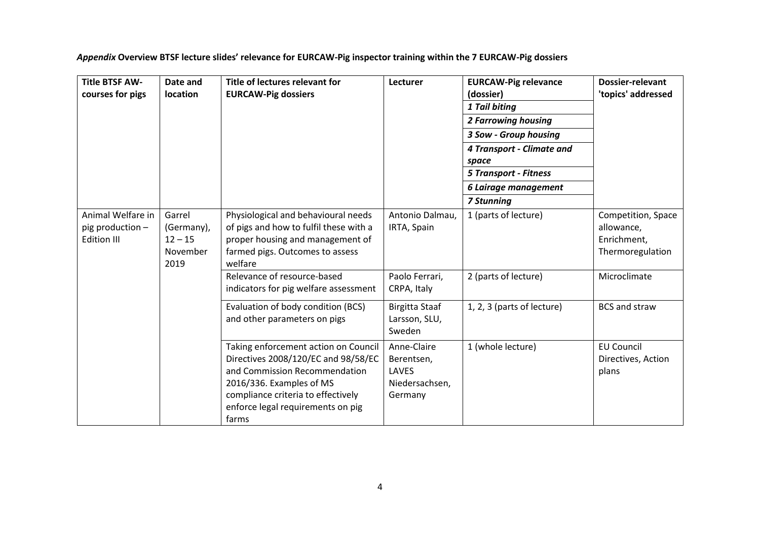***Appendix*** **Overview BTSF lecture slides' relevance for EURCAW-Pig inspector training within the 7 EURCAW-Pig dossiers**

| Title BTSF AW-courses for pigs | Date and location | Title of lectures relevant for EURCAW-Pig dossiers | Lecturer | EURCAW-Pig relevance (dossier)<br>*1 Tail biting*<br>*2 Farrowing housing*<br>*3 Sow - Group housing*<br>*4 Transport - Climate and space*<br>*5 Transport - Fitness*<br>*6 Lairage management*<br>*7 Stunning* | Dossier-relevant 'topics' addressed |
|---|---|---|---|---|---|
| Animal Welfare in pig production – Edition III | Garrel (Germany), 12 – 15 November 2019 | Physiological and behavioural needs of pigs and how to fulfil these with a proper housing and management of farmed pigs. Outcomes to assess welfare | Antonio Dalmau, IRTA, Spain | 1 (parts of lecture) | Competition, Space allowance, Enrichment, Thermoregulation |
| | | Relevance of resource-based indicators for pig welfare assessment | Paolo Ferrari, CRPA, Italy | 2 (parts of lecture) | Microclimate |
| | | Evaluation of body condition (BCS) and other parameters on pigs | Birgitta Staaf Larsson, SLU, Sweden | 1, 2, 3 (parts of lecture) | BCS and straw |
| | | Taking enforcement action on Council Directives 2008/120/EC and 98/58/EC and Commission Recommendation 2016/336. Examples of MS compliance criteria to effectively enforce legal requirements on pig farms | Anne-Claire Berentsen, LAVES Niedersachsen, Germany | 1 (whole lecture) | EU Council Directives, Action plans |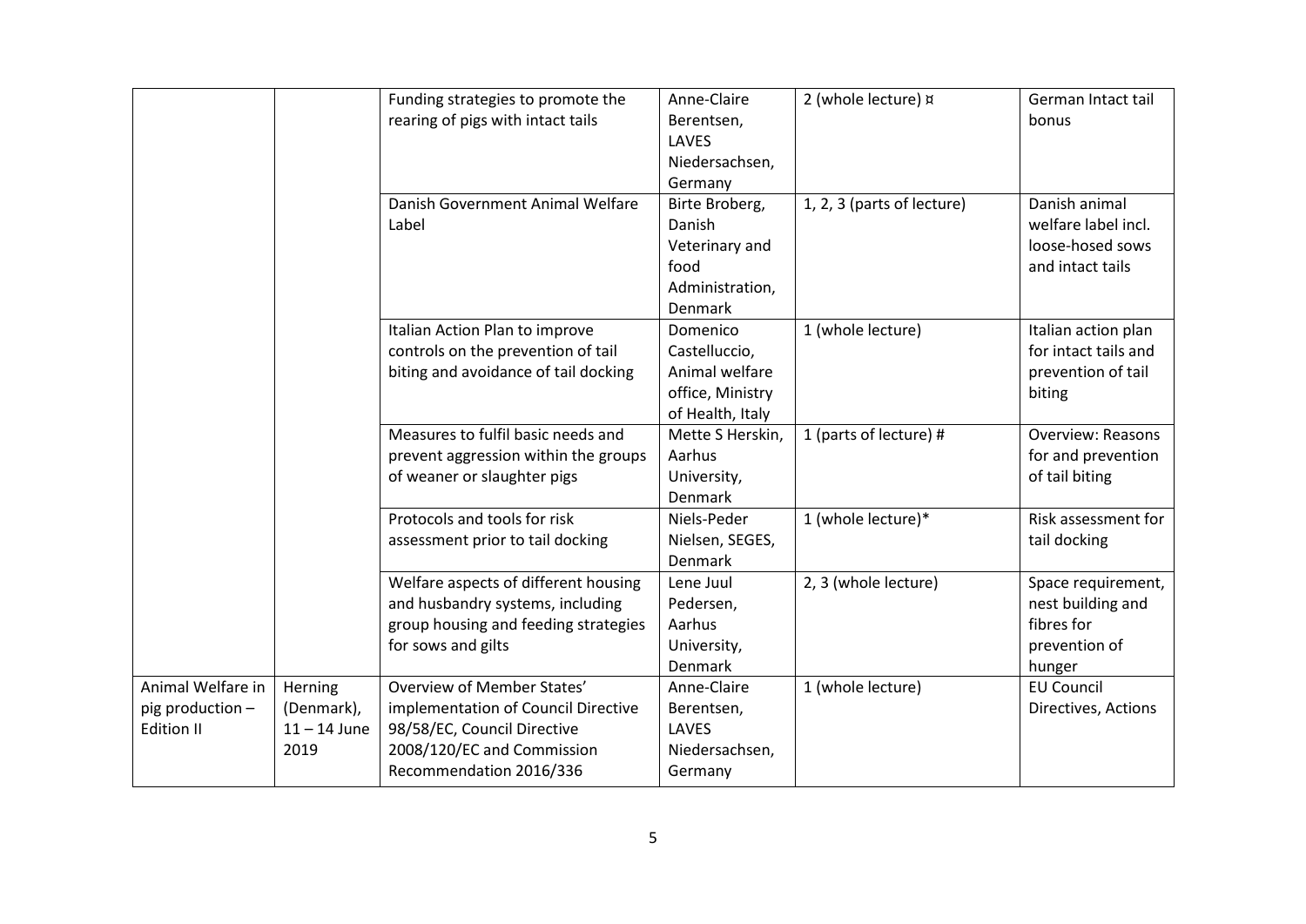| | | | | | |
|---|---|---|---|---|---|
| | | Funding strategies to promote the rearing of pigs with intact tails | Anne-Claire Berentsen, LAVES Niedersachsen, Germany | 2 (whole lecture) ¤ | German Intact tail bonus |
| | | Danish Government Animal Welfare Label | Birte Broberg, Danish Veterinary and food Administration, Denmark | 1, 2, 3 (parts of lecture) | Danish animal welfare label incl. loose-hosed sows and intact tails |
| | | Italian Action Plan to improve controls on the prevention of tail biting and avoidance of tail docking | Domenico Castelluccio, Animal welfare office, Ministry of Health, Italy | 1 (whole lecture) | Italian action plan for intact tails and prevention of tail biting |
| | | Measures to fulfil basic needs and prevent aggression within the groups of weaner or slaughter pigs | Mette S Herskin, Aarhus University, Denmark | 1 (parts of lecture) # | Overview: Reasons for and prevention of tail biting |
| | | Protocols and tools for risk assessment prior to tail docking | Niels-Peder Nielsen, SEGES, Denmark | 1 (whole lecture)* | Risk assessment for tail docking |
| | | Welfare aspects of different housing and husbandry systems, including group housing and feeding strategies for sows and gilts | Lene Juul Pedersen, Aarhus University, Denmark | 2, 3 (whole lecture) | Space requirement, nest building and fibres for prevention of hunger |
| Animal Welfare in pig production – Edition II | Herning (Denmark), 11 – 14 June 2019 | Overview of Member States' implementation of Council Directive 98/58/EC, Council Directive 2008/120/EC and Commission Recommendation 2016/336 | Anne-Claire Berentsen, LAVES Niedersachsen, Germany | 1 (whole lecture) | EU Council Directives, Actions |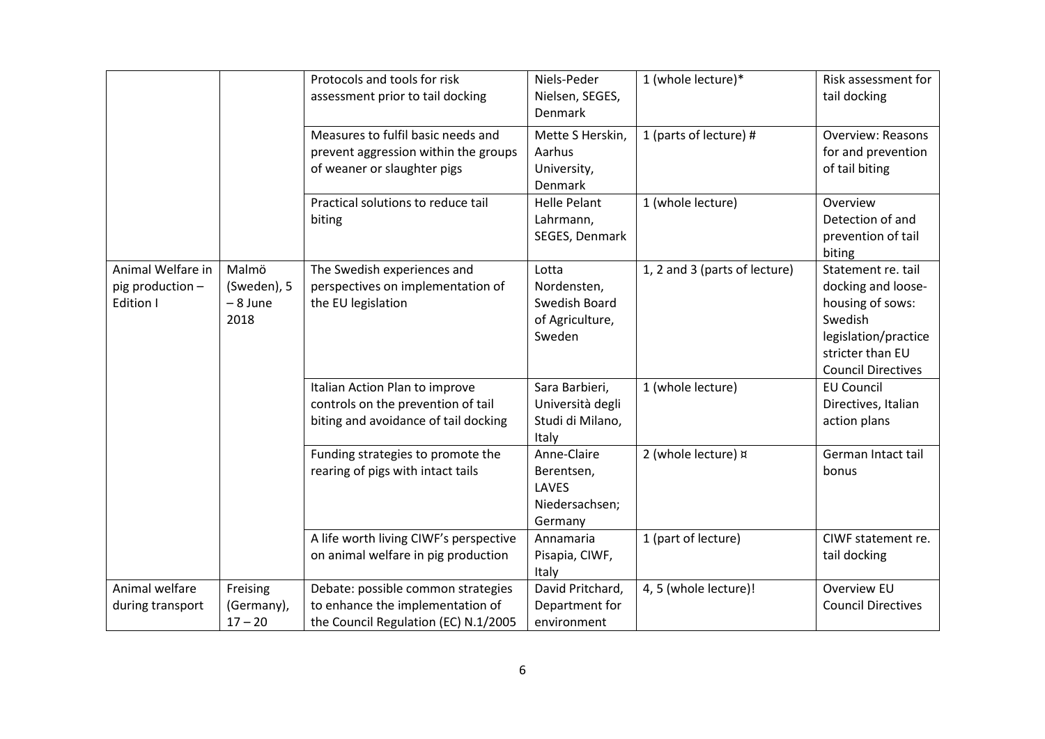| | | | | | |
|---|---|---|---|---|---|
| | | Protocols and tools for risk assessment prior to tail docking | Niels-Peder Nielsen, SEGES, Denmark | 1 (whole lecture)* | Risk assessment for tail docking |
| | | Measures to fulfil basic needs and prevent aggression within the groups of weaner or slaughter pigs | Mette S Herskin, Aarhus University, Denmark | 1 (parts of lecture) # | Overview: Reasons for and prevention of tail biting |
| | | Practical solutions to reduce tail biting | Helle Pelant Lahrmann, SEGES, Denmark | 1 (whole lecture) | Overview Detection of and prevention of tail biting |
| Animal Welfare in pig production – Edition I | Malmö (Sweden), 5 – 8 June 2018 | The Swedish experiences and perspectives on implementation of the EU legislation | Lotta Nordensten, Swedish Board of Agriculture, Sweden | 1, 2 and 3 (parts of lecture) | Statement re. tail docking and loose-housing of sows: Swedish legislation/practice stricter than EU Council Directives |
| | | Italian Action Plan to improve controls on the prevention of tail biting and avoidance of tail docking | Sara Barbieri, Università degli Studi di Milano, Italy | 1 (whole lecture) | EU Council Directives, Italian action plans |
| | | Funding strategies to promote the rearing of pigs with intact tails | Anne-Claire Berentsen, LAVES Niedersachsen; Germany | 2 (whole lecture) ¤ | German Intact tail bonus |
| | | A life worth living CIWF's perspective on animal welfare in pig production | Annamaria Pisapia, CIWF, Italy | 1 (part of lecture) | CIWF statement re. tail docking |
| Animal welfare during transport | Freising (Germany), 17 – 20 | Debate: possible common strategies to enhance the implementation of the Council Regulation (EC) N.1/2005 | David Pritchard, Department for environment | 4, 5 (whole lecture)! | Overview EU Council Directives |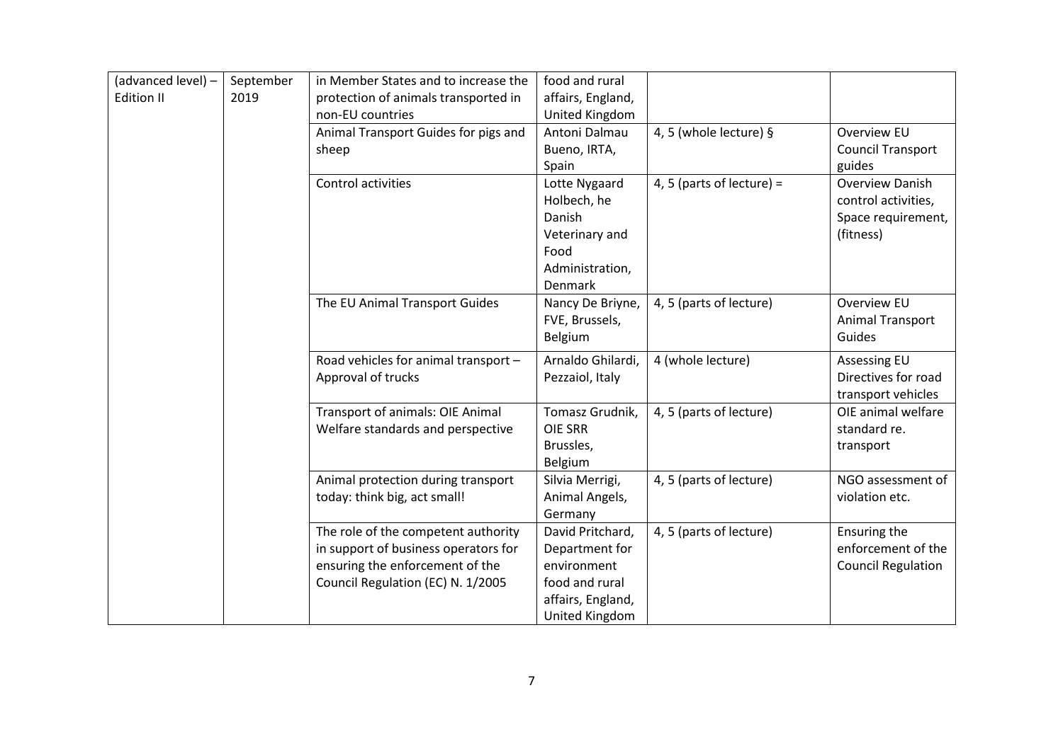| | | | | | |
|---|---|---|---|---|---|
| (advanced level) – Edition II | September 2019 | in Member States and to increase the protection of animals transported in non-EU countries | food and rural affairs, England, United Kingdom | | |
| | | Animal Transport Guides for pigs and sheep | Antoni Dalmau Bueno, IRTA, Spain | 4, 5 (whole lecture) § | Overview EU Council Transport guides |
| | | Control activities | Lotte Nygaard Holbech, he Danish Veterinary and Food Administration, Denmark | 4, 5 (parts of lecture) = | Overview Danish control activities, Space requirement, (fitness) |
| | | The EU Animal Transport Guides | Nancy De Briyne, FVE, Brussels, Belgium | 4, 5 (parts of lecture) | Overview EU Animal Transport Guides |
| | | Road vehicles for animal transport – Approval of trucks | Arnaldo Ghilardi, Pezzaiol, Italy | 4 (whole lecture) | Assessing EU Directives for road transport vehicles |
| | | Transport of animals: OIE Animal Welfare standards and perspective | Tomasz Grudnik, OIE SRR Brussles, Belgium | 4, 5 (parts of lecture) | OIE animal welfare standard re. transport |
| | | Animal protection during transport today: think big, act small! | Silvia Merrigi, Animal Angels, Germany | 4, 5 (parts of lecture) | NGO assessment of violation etc. |
| | | The role of the competent authority in support of business operators for ensuring the enforcement of the Council Regulation (EC) N. 1/2005 | David Pritchard, Department for environment food and rural affairs, England, United Kingdom | 4, 5 (parts of lecture) | Ensuring the enforcement of the Council Regulation |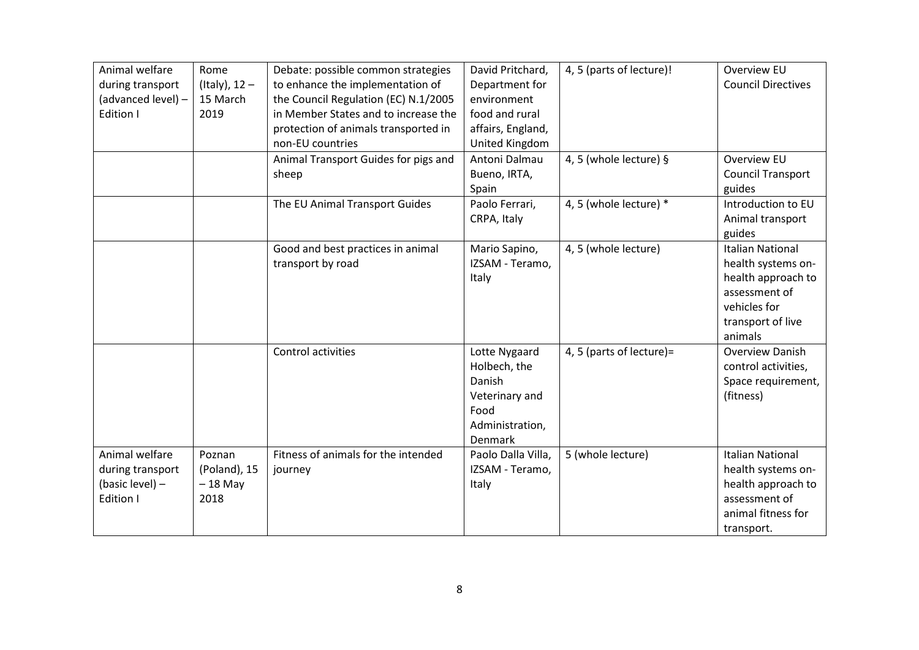| | | | | | |
|---|---|---|---|---|---|
| Animal welfare during transport (advanced level) – Edition I | Rome (Italy), 12 – 15 March 2019 | Debate: possible common strategies to enhance the implementation of the Council Regulation (EC) N.1/2005 in Member States and to increase the protection of animals transported in non-EU countries | David Pritchard, Department for environment food and rural affairs, England, United Kingdom | 4, 5 (parts of lecture)! | Overview EU Council Directives |
| | | Animal Transport Guides for pigs and sheep | Antoni Dalmau Bueno, IRTA, Spain | 4, 5 (whole lecture) § | Overview EU Council Transport guides |
| | | The EU Animal Transport Guides | Paolo Ferrari, CRPA, Italy | 4, 5 (whole lecture) * | Introduction to EU Animal transport guides |
| | | Good and best practices in animal transport by road | Mario Sapino, IZSAM - Teramo, Italy | 4, 5 (whole lecture) | Italian National health systems on-health approach to assessment of vehicles for transport of live animals |
| | | Control activities | Lotte Nygaard Holbech, the Danish Veterinary and Food Administration, Denmark | 4, 5 (parts of lecture)= | Overview Danish control activities, Space requirement, (fitness) |
| Animal welfare during transport (basic level) – Edition I | Poznan (Poland), 15 – 18 May 2018 | Fitness of animals for the intended journey | Paolo Dalla Villa, IZSAM - Teramo, Italy | 5 (whole lecture) | Italian National health systems on-health approach to assessment of animal fitness for transport. |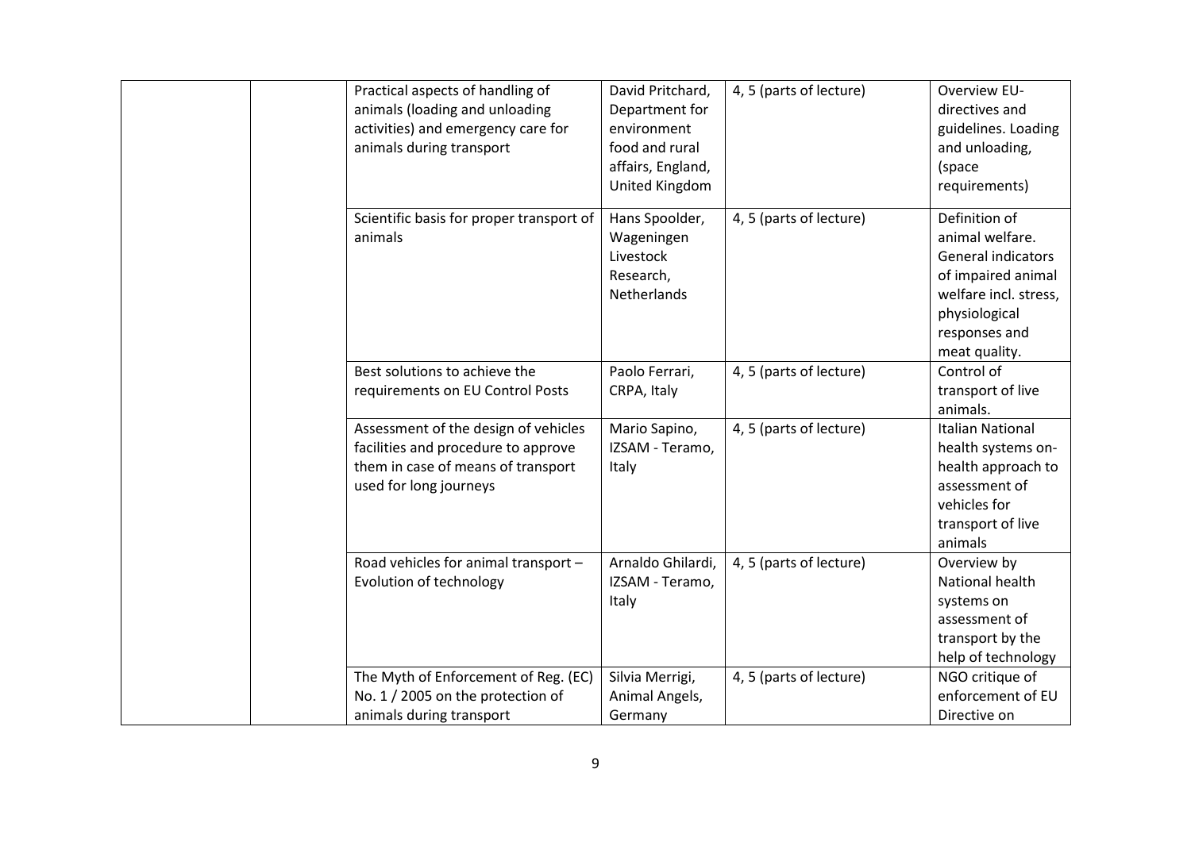| | | | | | |
|---|---|---|---|---|---|
| | | Practical aspects of handling of animals (loading and unloading activities) and emergency care for animals during transport | David Pritchard, Department for environment food and rural affairs, England, United Kingdom | 4, 5 (parts of lecture) | Overview EU-directives and guidelines. Loading and unloading, (space requirements) |
| | | Scientific basis for proper transport of animals | Hans Spoolder, Wageningen Livestock Research, Netherlands | 4, 5 (parts of lecture) | Definition of animal welfare. General indicators of impaired animal welfare incl. stress, physiological responses and meat quality. |
| | | Best solutions to achieve the requirements on EU Control Posts | Paolo Ferrari, CRPA, Italy | 4, 5 (parts of lecture) | Control of transport of live animals. |
| | | Assessment of the design of vehicles facilities and procedure to approve them in case of means of transport used for long journeys | Mario Sapino, IZSAM - Teramo, Italy | 4, 5 (parts of lecture) | Italian National health systems on-health approach to assessment of vehicles for transport of live animals |
| | | Road vehicles for animal transport – Evolution of technology | Arnaldo Ghilardi, IZSAM - Teramo, Italy | 4, 5 (parts of lecture) | Overview by National health systems on assessment of transport by the help of technology |
| | | The Myth of Enforcement of Reg. (EC) No. 1 / 2005 on the protection of animals during transport | Silvia Merrigi, Animal Angels, Germany | 4, 5 (parts of lecture) | NGO critique of enforcement of EU Directive on |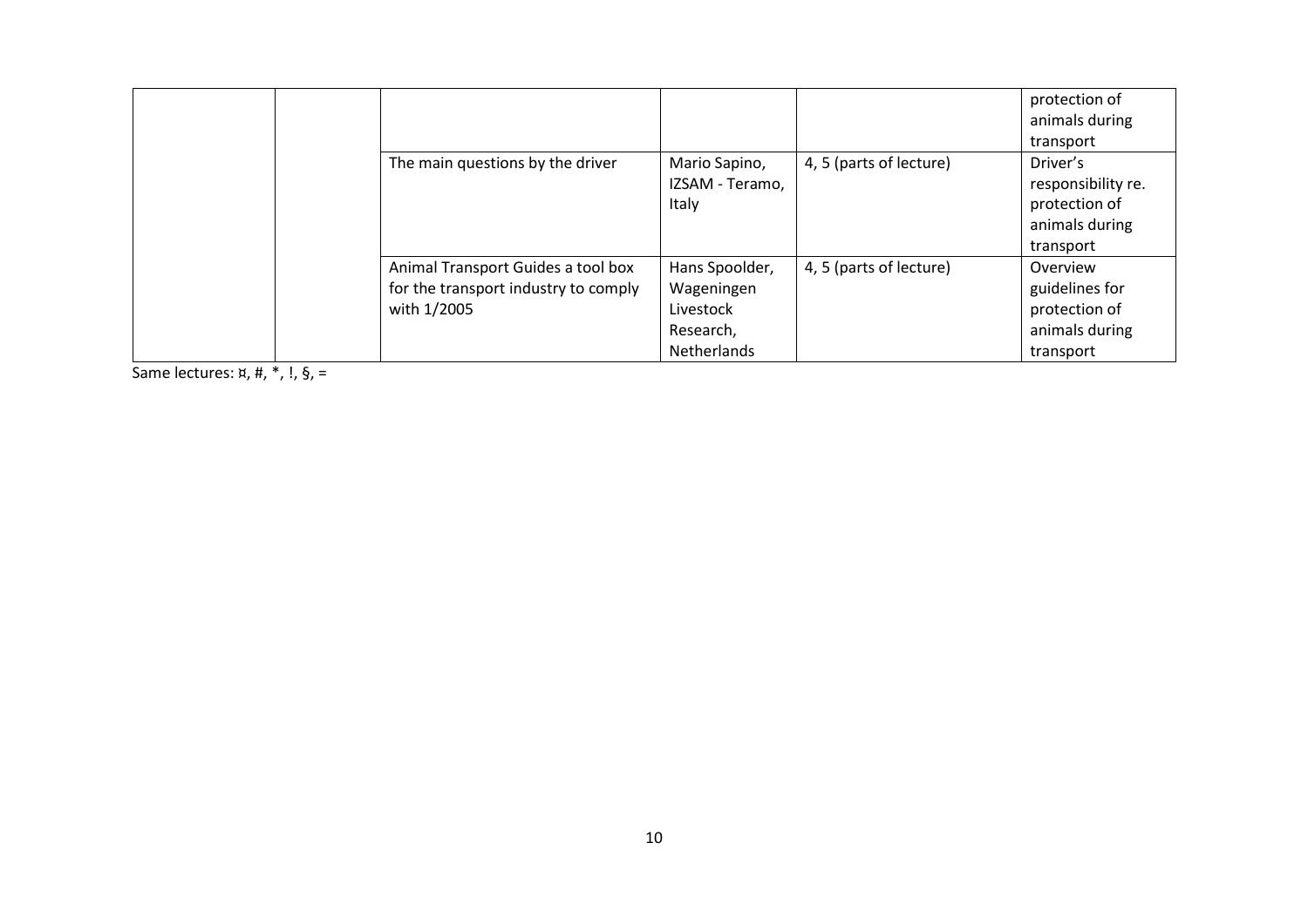| | | | | | |
|---|---|---|---|---|---|
| | | | | | protection of animals during transport |
| | | The main questions by the driver | Mario Sapino, IZSAM - Teramo, Italy | 4, 5 (parts of lecture) | Driver's responsibility re. protection of animals during transport |
| | | Animal Transport Guides a tool box for the transport industry to comply with 1/2005 | Hans Spoolder, Wageningen Livestock Research, Netherlands | 4, 5 (parts of lecture) | Overview guidelines for protection of animals during transport |

Same lectures: ¤, #, *, !, §, =